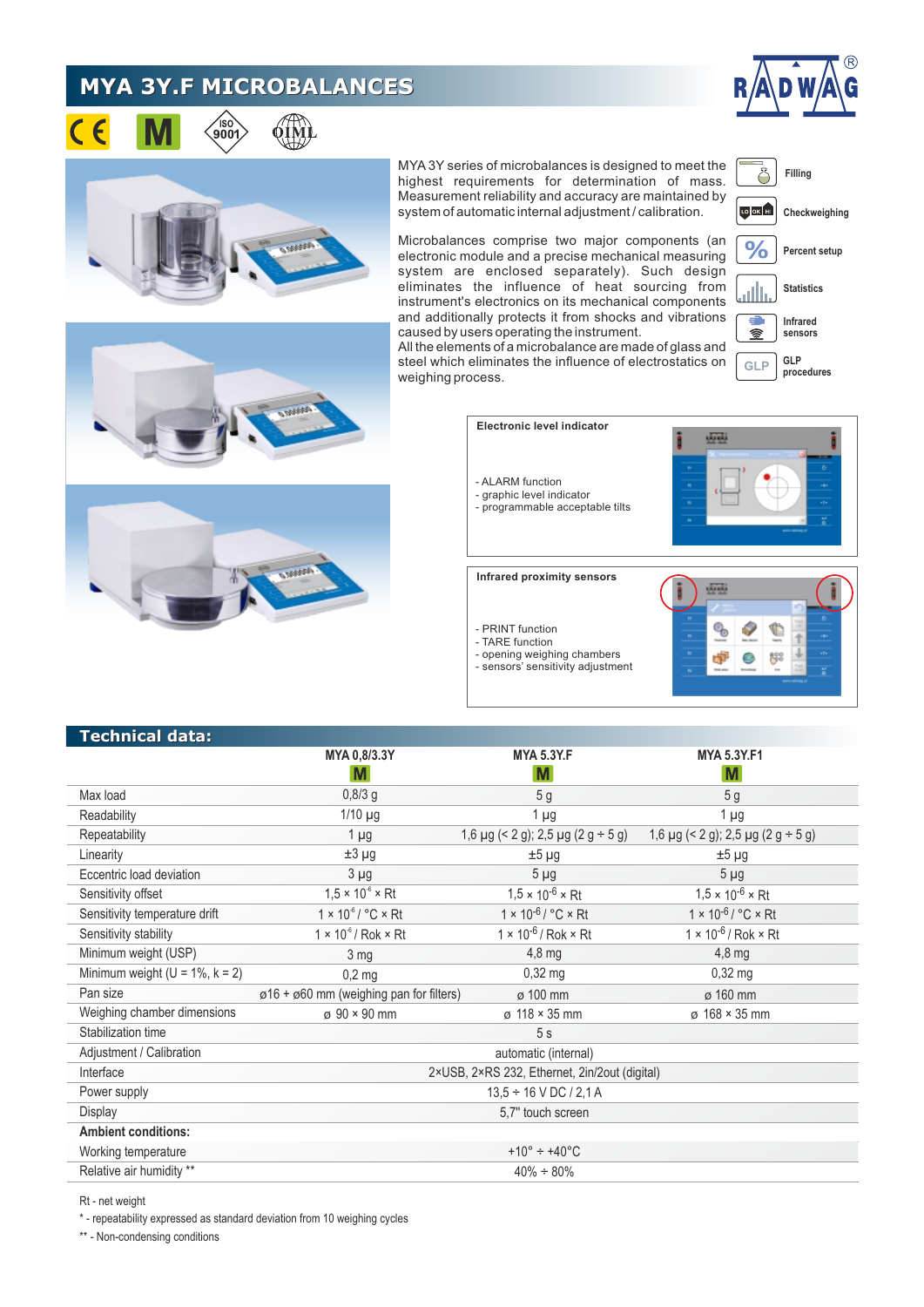# MYA 3Y.F MICROBALANCES

MYA 3Y series of microbalances is designed to meet the highest requirements for determination of mass. Measurement reliability and accuracy are maintained by system of automatic internal adjustment / calibration.

Microbalances comprise two major components (an electronic module and a precise mechanical measuring system are enclosed separately). Such design eliminates the influence of heat sourcing from instrument's electronics on its mechanical components and additionally protects it from shocks and vibrations caused by users operating the instrument.
All the elements of a microbalance are made of glass and steel which eliminates the influence of electrostatics on weighing process.

- Filling
- Checkweighing
- Percent setup
- Statistics
- Infrared sensors
- GLP procedures

**Electronic level indicator**

- ALARM function
- graphic level indicator
- programmable acceptable tilts

**Infrared proximity sensors**

- PRINT function
- TARE function
- opening weighing chambers
- sensors' sensitivity adjustment

## Technical data:

| | MYA 0,8/3.3Y | MYA 5.3Y.F | MYA 5.3Y.F1 |
|---|---|---|---|
| Max load | 0,8/3 g | 5 g | 5 g |
| Readability | 1/10 µg | 1 µg | 1 µg |
| Repeatability | 1 µg | 1,6 µg (< 2 g); 2,5 µg (2 g ÷ 5 g) | 1,6 µg (< 2 g); 2,5 µg (2 g ÷ 5 g) |
| Linearity | ±3 µg | ±5 µg | ±5 µg |
| Eccentric load deviation | 3 µg | 5 µg | 5 µg |
| Sensitivity offset | $1,5 \times 10^{-6}$ × Rt | $1,5 \times 10^{-6}$ × Rt | $1,5 \times 10^{-6}$ × Rt |
| Sensitivity temperature drift | $1 \times 10^{-6}$ / °C × Rt | $1 \times 10^{-6}$ / °C × Rt | $1 \times 10^{-6}$ / °C × Rt |
| Sensitivity stability | $1 \times 10^{-6}$ / Rok × Rt | $1 \times 10^{-6}$ / Rok × Rt | $1 \times 10^{-6}$ / Rok × Rt |
| Minimum weight (USP) | 3 mg | 4,8 mg | 4,8 mg |
| Minimum weight (U = 1%, k = 2) | 0,2 mg | 0,32 mg | 0,32 mg |
| Pan size | ø16 ÷ ø60 mm (weighing pan for filters) | ø 100 mm | ø 160 mm |
| Weighing chamber dimensions | ø 90 × 90 mm | ø 118 × 35 mm | ø 168 × 35 mm |
| Stabilization time | | 5 s | |
| Adjustment / Calibration | | automatic (internal) | |
| Interface | | 2×USB, 2×RS 232, Ethernet, 2in/2out (digital) | |
| Power supply | | 13,5 ÷ 16 V DC / 2,1 A | |
| Display | | 5,7" touch screen | |
| **Ambient conditions:** | | | |
| Working temperature | | +10° ÷ +40°C | |
| Relative air humidity ** | | 40% ÷ 80% | |

Rt - net weight

\* - repeatability expressed as standard deviation from 10 weighing cycles

** - Non-condensing conditions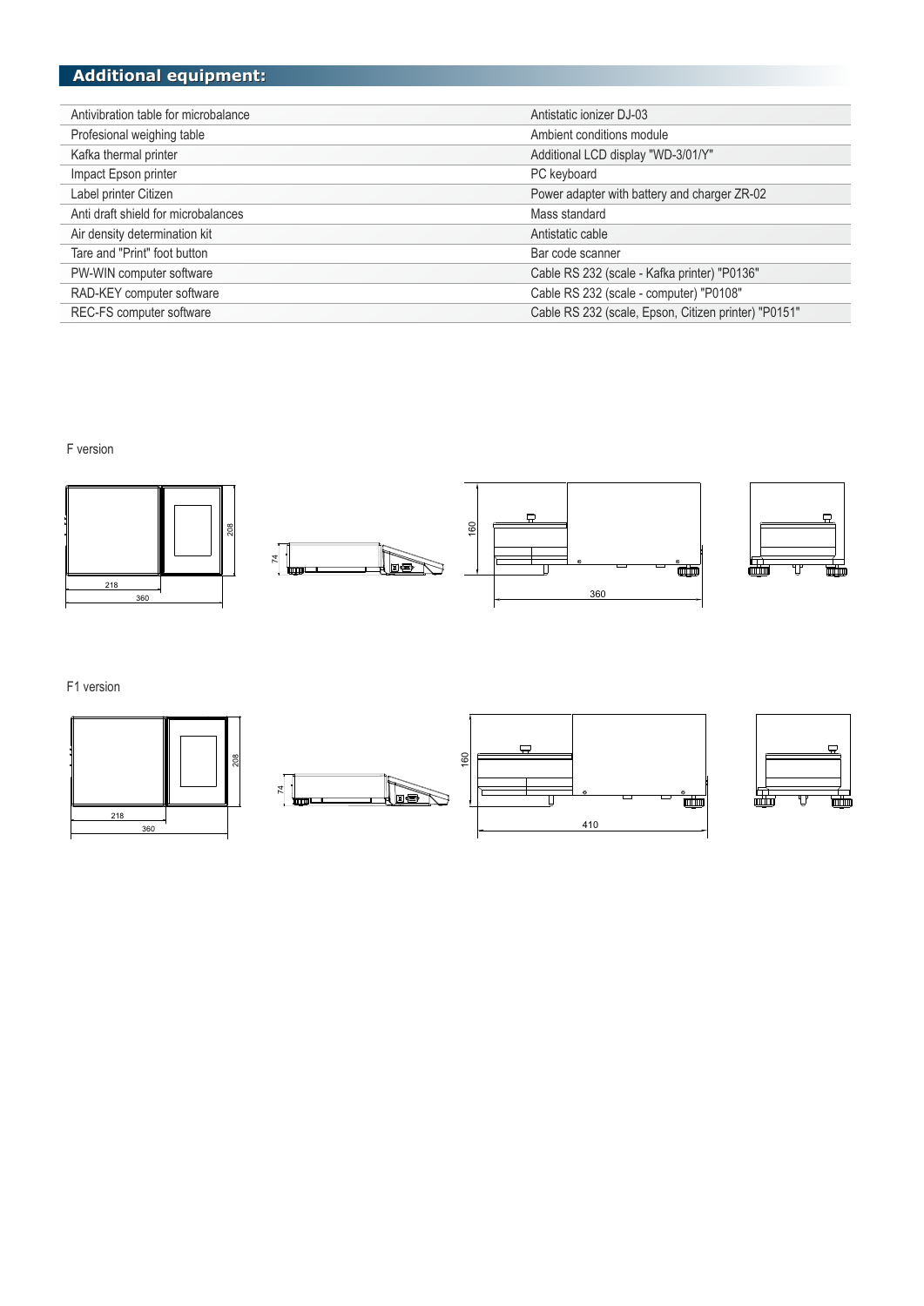## Additional equipment:

| | |
|---|---|
| Antivibration table for microbalance | Antistatic ionizer DJ-03 |
| Profesional weighing table | Ambient conditions module |
| Kafka thermal printer | Additional LCD display "WD-3/01/Y" |
| Impact Epson printer | PC keyboard |
| Label printer Citizen | Power adapter with battery and charger ZR-02 |
| Anti draft shield for microbalances | Mass standard |
| Air density determination kit | Antistatic cable |
| Tare and "Print" foot button | Bar code scanner |
| PW-WIN computer software | Cable RS 232 (scale - Kafka printer) "P0136" |
| RAD-KEY computer software | Cable RS 232 (scale - computer) "P0108" |
| REC-FS computer software | Cable RS 232 (scale, Epson, Citizen printer) "P0151" |

F version

218
360
208
74
160
360

F1 version

218
360
208
74
160
410